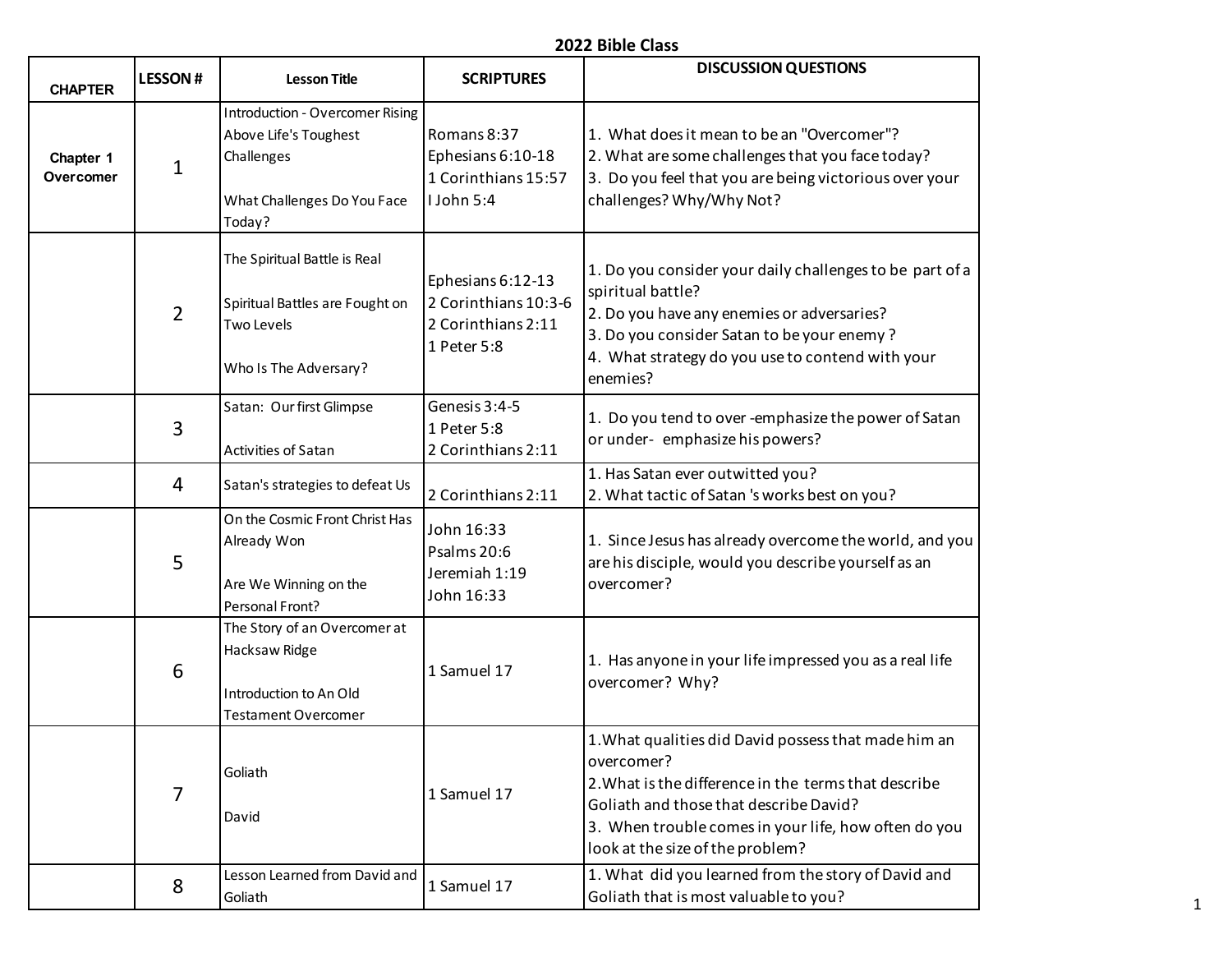# 2022 Bible Class

| CHAPTER | LESSON # | Lesson Title | SCRIPTURES | DISCUSSION QUESTIONS |
|---|---|---|---|---|
| **Chapter 1 Overcomer** | 1 | Introduction - Overcomer Rising Above Life's Toughest Challenges<br><br>What Challenges Do You Face Today? | Romans 8:37<br>Ephesians 6:10-18<br>1 Corinthians 15:57<br>I John 5:4 | 1. What does it mean to be an "Overcomer"?<br>2. What are some challenges that you face today?<br>3. Do you feel that you are being victorious over your challenges? Why/Why Not? |
| | 2 | The Spiritual Battle is Real<br><br>Spiritual Battles are Fought on Two Levels<br><br>Who Is The Adversary? | Ephesians 6:12-13<br>2 Corinthians 10:3-6<br>2 Corinthians 2:11<br>1 Peter 5:8 | 1. Do you consider your daily challenges to be part of a spiritual battle?<br>2. Do you have any enemies or adversaries?<br>3. Do you consider Satan to be your enemy ?<br>4. What strategy do you use to contend with your enemies? |
| | 3 | Satan: Our first Glimpse<br><br>Activities of Satan | Genesis 3:4-5<br>1 Peter 5:8<br>2 Corinthians 2:11 | 1. Do you tend to over -emphasize the power of Satan or under- emphasize his powers? |
| | 4 | Satan's strategies to defeat Us | 2 Corinthians 2:11 | 1. Has Satan ever outwitted you?<br>2. What tactic of Satan 's works best on you? |
| | 5 | On the Cosmic Front Christ Has Already Won<br><br>Are We Winning on the Personal Front? | John 16:33<br>Psalms 20:6<br>Jeremiah 1:19<br>John 16:33 | 1. Since Jesus has already overcome the world, and you are his disciple, would you describe yourself as an overcomer? |
| | 6 | The Story of an Overcomer at Hacksaw Ridge<br><br>Introduction to An Old Testament Overcomer | 1 Samuel 17 | 1. Has anyone in your life impressed you as a real life overcomer? Why? |
| | 7 | Goliath<br><br>David | 1 Samuel 17 | 1.What qualities did David possess that made him an overcomer?<br>2.What is the difference in the terms that describe Goliath and those that describe David?<br>3. When trouble comes in your life, how often do you look at the size of the problem? |
| | 8 | Lesson Learned from David and Goliath | 1 Samuel 17 | 1. What did you learned from the story of David and Goliath that is most valuable to you? |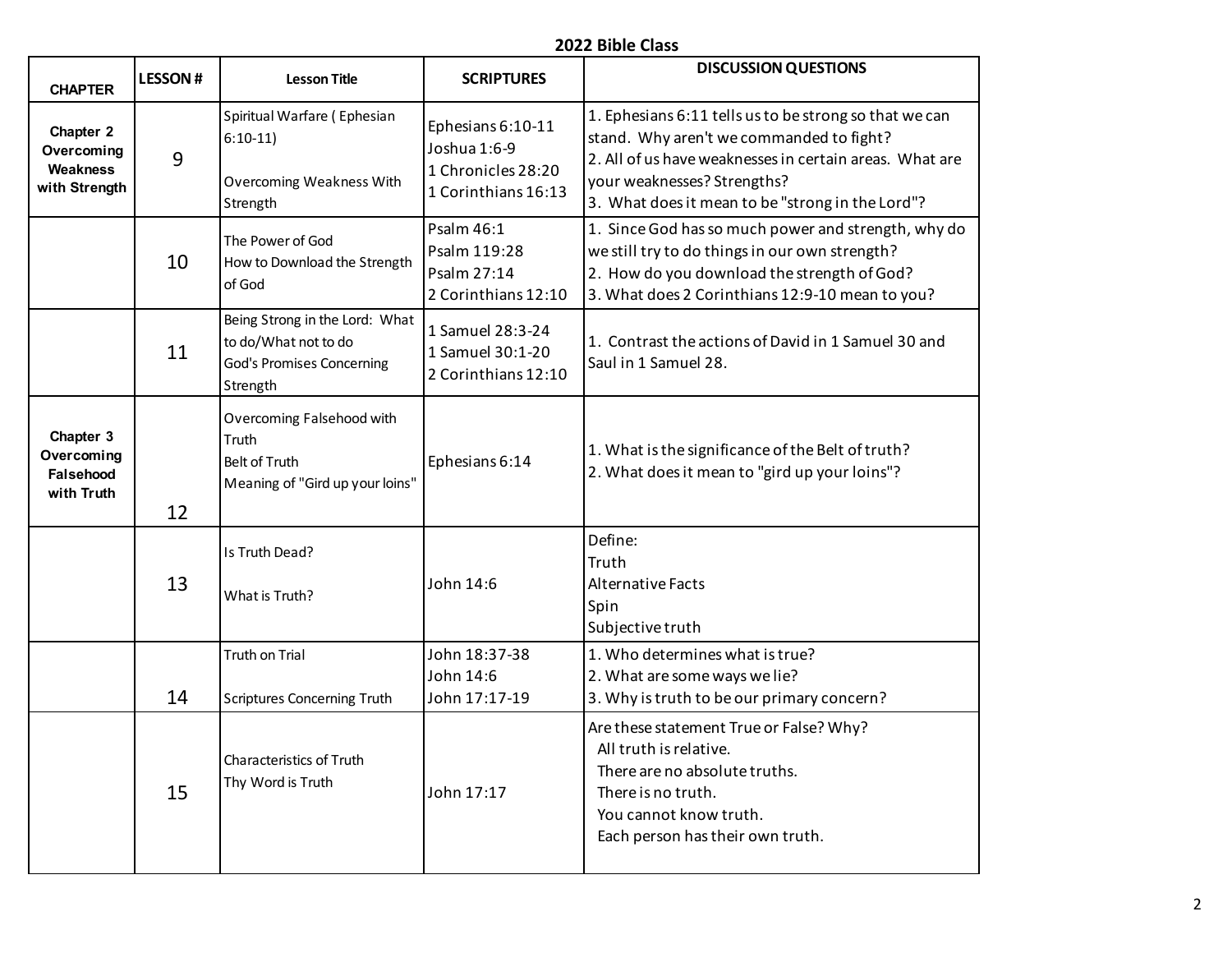## 2022 Bible Class

| CHAPTER | LESSON # | Lesson Title | SCRIPTURES | DISCUSSION QUESTIONS |
|---|---|---|---|---|
| **Chapter 2 Overcoming Weakness with Strength** | 9 | Spiritual Warfare ( Ephesian 6:10-11)<br><br>Overcoming Weakness With Strength | Ephesians 6:10-11<br>Joshua 1:6-9<br>1 Chronicles 28:20<br>1 Corinthians 16:13 | 1. Ephesians 6:11 tells us to be strong so that we can stand. Why aren't we commanded to fight?<br>2. All of us have weaknesses in certain areas. What are your weaknesses? Strengths?<br>3. What does it mean to be "strong in the Lord"? |
| | 10 | The Power of God<br>How to Download the Strength of God | Psalm 46:1<br>Psalm 119:28<br>Psalm 27:14<br>2 Corinthians 12:10 | 1. Since God has so much power and strength, why do we still try to do things in our own strength?<br>2. How do you download the strength of God?<br>3. What does 2 Corinthians 12:9-10 mean to you? |
| | 11 | Being Strong in the Lord: What to do/What not to do<br>God's Promises Concerning Strength | 1 Samuel 28:3-24<br>1 Samuel 30:1-20<br>2 Corinthians 12:10 | 1. Contrast the actions of David in 1 Samuel 30 and Saul in 1 Samuel 28. |
| **Chapter 3 Overcoming Falsehood with Truth** | 12 | Overcoming Falsehood with Truth<br>Belt of Truth<br>Meaning of "Gird up your loins" | Ephesians 6:14 | 1. What is the significance of the Belt of truth?<br>2. What does it mean to "gird up your loins"? |
| | 13 | Is Truth Dead?<br><br>What is Truth? | John 14:6 | Define:<br>Truth<br>Alternative Facts<br>Spin<br>Subjective truth |
| | 14 | Truth on Trial<br><br>Scriptures Concerning Truth | John 18:37-38<br>John 14:6<br>John 17:17-19 | 1. Who determines what is true?<br>2. What are some ways we lie?<br>3. Why is truth to be our primary concern? |
| | 15 | Characteristics of Truth<br>Thy Word is Truth | John 17:17 | Are these statement True or False? Why?<br>All truth is relative.<br>There are no absolute truths.<br>There is no truth.<br>You cannot know truth.<br>Each person has their own truth. |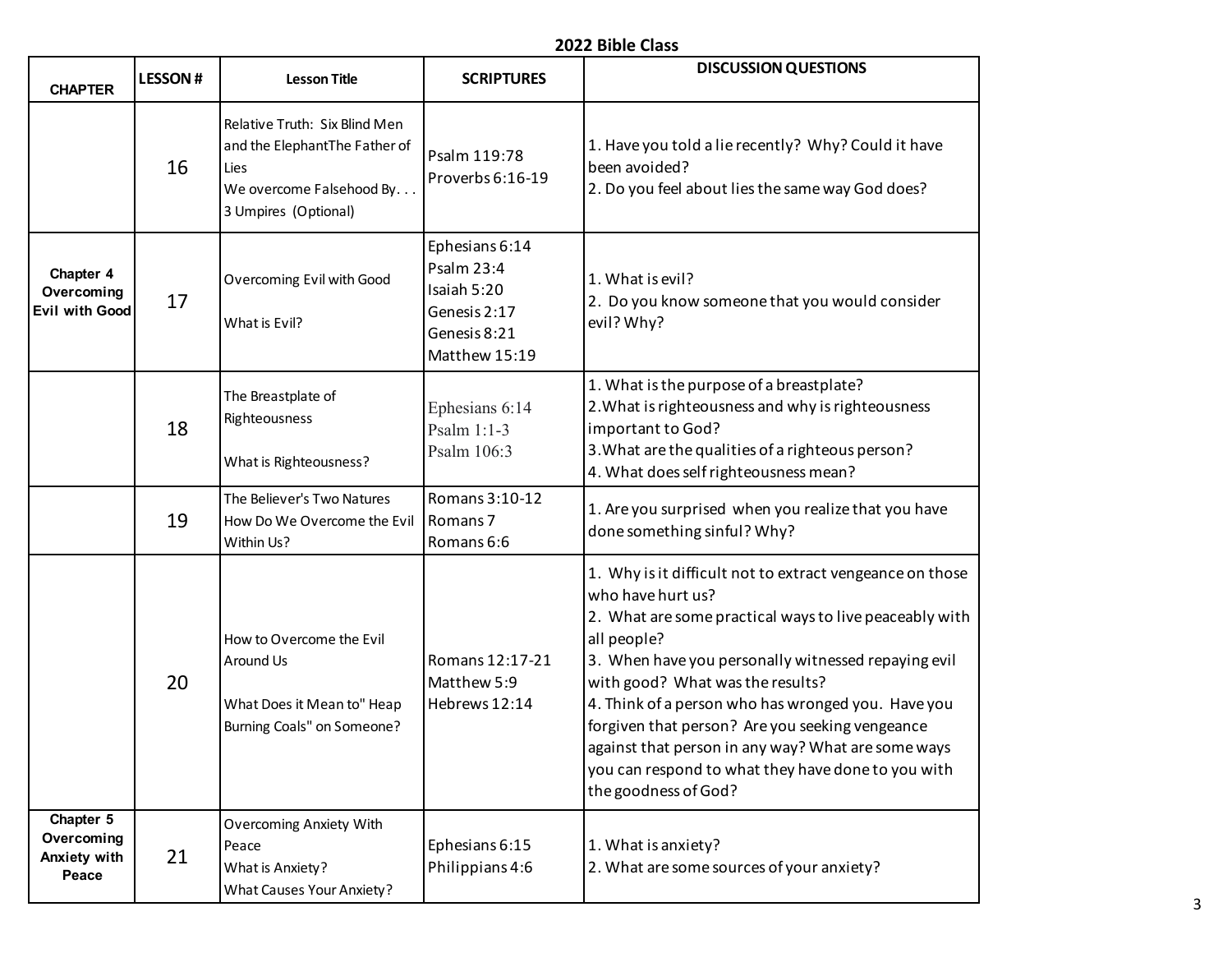## 2022 Bible Class

| CHAPTER | LESSON # | Lesson Title | SCRIPTURES | DISCUSSION QUESTIONS |
| --- | --- | --- | --- | --- |
| | 16 | Relative Truth: Six Blind Men and the ElephantThe Father of Lies<br>We overcome Falsehood By. . .<br>3 Umpires (Optional) | Psalm 119:78<br>Proverbs 6:16-19 | 1. Have you told a lie recently? Why? Could it have been avoided?<br>2. Do you feel about lies the same way God does? |
| Chapter 4 Overcoming Evil with Good | 17 | Overcoming Evil with Good<br><br>What is Evil? | Ephesians 6:14<br>Psalm 23:4<br>Isaiah 5:20<br>Genesis 2:17<br>Genesis 8:21<br>Matthew 15:19 | 1. What is evil?<br>2. Do you know someone that you would consider evil? Why? |
| | 18 | The Breastplate of Righteousness<br><br>What is Righteousness? | Ephesians 6:14<br>Psalm 1:1-3<br>Psalm 106:3 | 1. What is the purpose of a breastplate?<br>2.What is righteousness and why is righteousness important to God?<br>3.What are the qualities of a righteous person?<br>4. What does self righteousness mean? |
| | 19 | The Believer's Two Natures<br>How Do We Overcome the Evil Within Us? | Romans 3:10-12<br>Romans 7<br>Romans 6:6 | 1. Are you surprised when you realize that you have done something sinful? Why? |
| | 20 | How to Overcome the Evil Around Us<br><br>What Does it Mean to" Heap Burning Coals" on Someone? | Romans 12:17-21<br>Matthew 5:9<br>Hebrews 12:14 | 1. Why is it difficult not to extract vengeance on those who have hurt us?<br>2. What are some practical ways to live peaceably with all people?<br>3. When have you personally witnessed repaying evil with good? What was the results?<br>4. Think of a person who has wronged you. Have you forgiven that person? Are you seeking vengeance against that person in any way? What are some ways you can respond to what they have done to you with the goodness of God? |
| Chapter 5 Overcoming Anxiety with Peace | 21 | Overcoming Anxiety With Peace<br>What is Anxiety?<br>What Causes Your Anxiety? | Ephesians 6:15<br>Philippians 4:6 | 1. What is anxiety?<br>2. What are some sources of your anxiety? |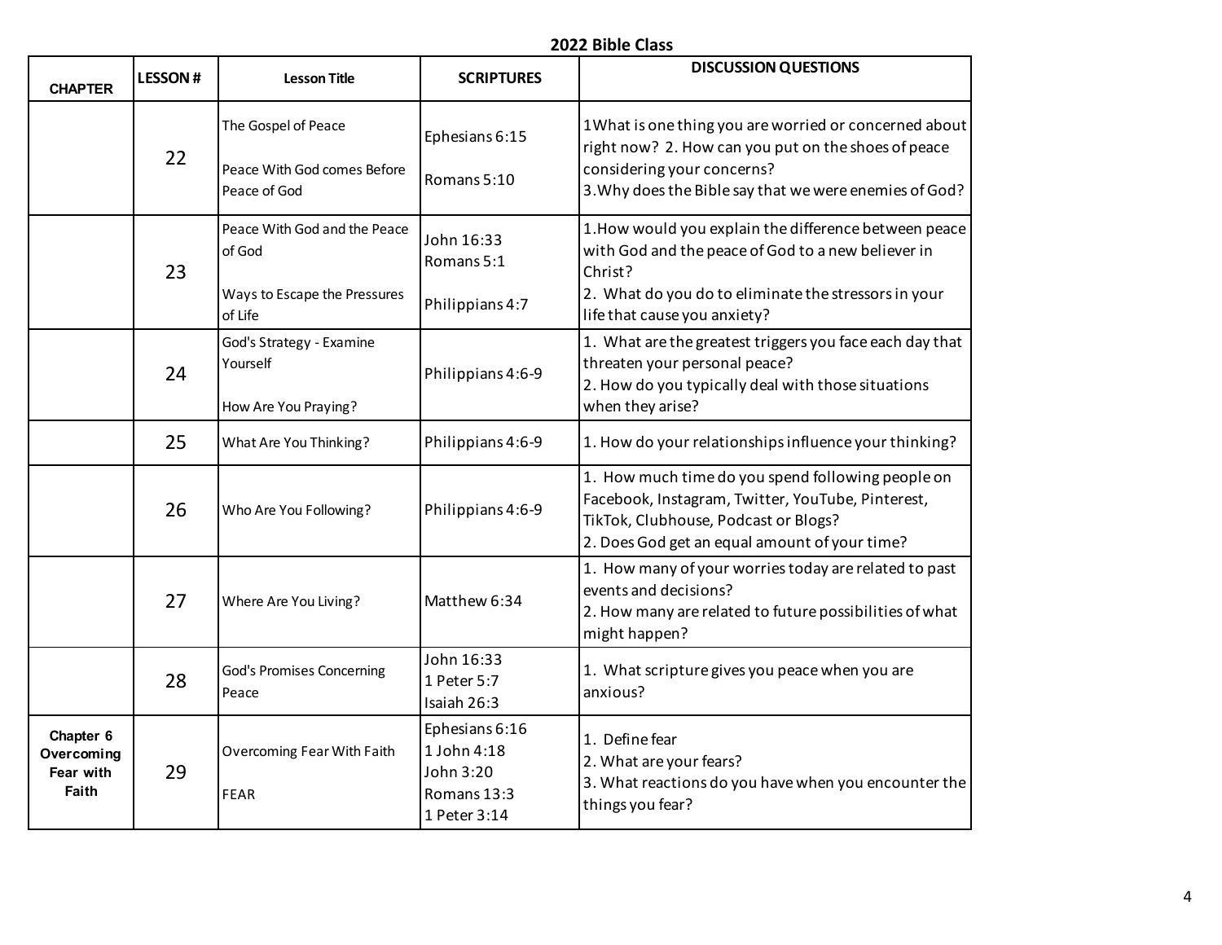## 2022 Bible Class

| CHAPTER | LESSON # | Lesson Title | SCRIPTURES | DISCUSSION QUESTIONS |
|---|---|---|---|---|
| | 22 | The Gospel of Peace<br><br>Peace With God comes Before Peace of God | Ephesians 6:15<br><br>Romans 5:10 | 1What is one thing you are worried or concerned about right now? 2. How can you put on the shoes of peace considering your concerns?<br>3.Why does the Bible say that we were enemies of God? |
| | 23 | Peace With God and the Peace of God<br><br>Ways to Escape the Pressures of Life | John 16:33<br>Romans 5:1<br><br>Philippians 4:7 | 1.How would you explain the difference between peace with God and the peace of God to a new believer in Christ?<br>2. What do you do to eliminate the stressors in your life that cause you anxiety? |
| | 24 | God's Strategy - Examine Yourself<br><br>How Are You Praying? | Philippians 4:6-9 | 1. What are the greatest triggers you face each day that threaten your personal peace?<br>2. How do you typically deal with those situations when they arise? |
| | 25 | What Are You Thinking? | Philippians 4:6-9 | 1. How do your relationships influence your thinking? |
| | 26 | Who Are You Following? | Philippians 4:6-9 | 1. How much time do you spend following people on Facebook, Instagram, Twitter, YouTube, Pinterest, TikTok, Clubhouse, Podcast or Blogs?<br>2. Does God get an equal amount of your time? |
| | 27 | Where Are You Living? | Matthew 6:34 | 1. How many of your worries today are related to past events and decisions?<br>2. How many are related to future possibilities of what might happen? |
| | 28 | God's Promises Concerning Peace | John 16:33<br>1 Peter 5:7<br>Isaiah 26:3 | 1. What scripture gives you peace when you are anxious? |
| **Chapter 6 Overcoming Fear with Faith** | 29 | Overcoming Fear With Faith<br><br>FEAR | Ephesians 6:16<br>1 John 4:18<br>John 3:20<br>Romans 13:3<br>1 Peter 3:14 | 1. Define fear<br>2. What are your fears?<br>3. What reactions do you have when you encounter the things you fear? |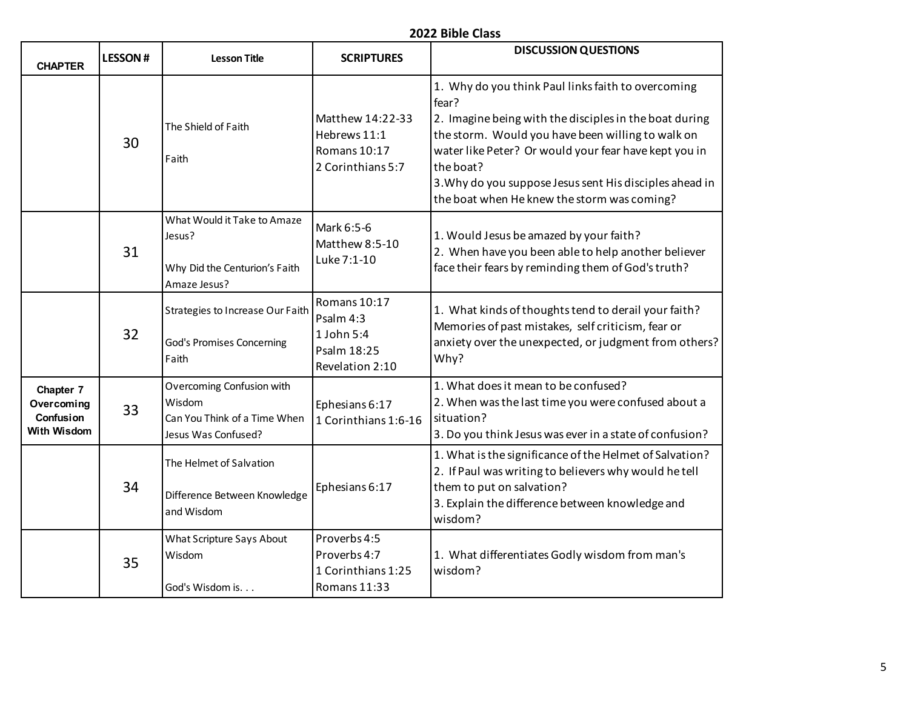## 2022 Bible Class

| CHAPTER | LESSON # | Lesson Title | SCRIPTURES | DISCUSSION QUESTIONS |
|---|---|---|---|---|
| | 30 | The Shield of Faith<br><br>Faith | Matthew 14:22-33<br>Hebrews 11:1<br>Romans 10:17<br>2 Corinthians 5:7 | 1. Why do you think Paul links faith to overcoming fear?<br>2. Imagine being with the disciples in the boat during the storm. Would you have been willing to walk on water like Peter? Or would your fear have kept you in the boat?<br>3.Why do you suppose Jesus sent His disciples ahead in the boat when He knew the storm was coming? |
| | 31 | What Would it Take to Amaze Jesus?<br><br>Why Did the Centurion's Faith Amaze Jesus? | Mark 6:5-6<br>Matthew 8:5-10<br>Luke 7:1-10 | 1. Would Jesus be amazed by your faith?<br>2. When have you been able to help another believer face their fears by reminding them of God's truth? |
| | 32 | Strategies to Increase Our Faith<br><br>God's Promises Concerning Faith | Romans 10:17<br>Psalm 4:3<br>1 John 5:4<br>Psalm 18:25<br>Revelation 2:10 | 1. What kinds of thoughts tend to derail your faith? Memories of past mistakes, self criticism, fear or anxiety over the unexpected, or judgment from others? Why? |
| **Chapter 7 Overcoming Confusion With Wisdom** | 33 | Overcoming Confusion with Wisdom<br>Can You Think of a Time When Jesus Was Confused? | Ephesians 6:17<br>1 Corinthians 1:6-16 | 1. What does it mean to be confused?<br>2. When was the last time you were confused about a situation?<br>3. Do you think Jesus was ever in a state of confusion? |
| | 34 | The Helmet of Salvation<br><br>Difference Between Knowledge and Wisdom | Ephesians 6:17 | 1. What is the significance of the Helmet of Salvation?<br>2. If Paul was writing to believers why would he tell them to put on salvation?<br>3. Explain the difference between knowledge and wisdom? |
| | 35 | What Scripture Says About Wisdom<br><br>God's Wisdom is. . . | Proverbs 4:5<br>Proverbs 4:7<br>1 Corinthians 1:25<br>Romans 11:33 | 1. What differentiates Godly wisdom from man's wisdom? |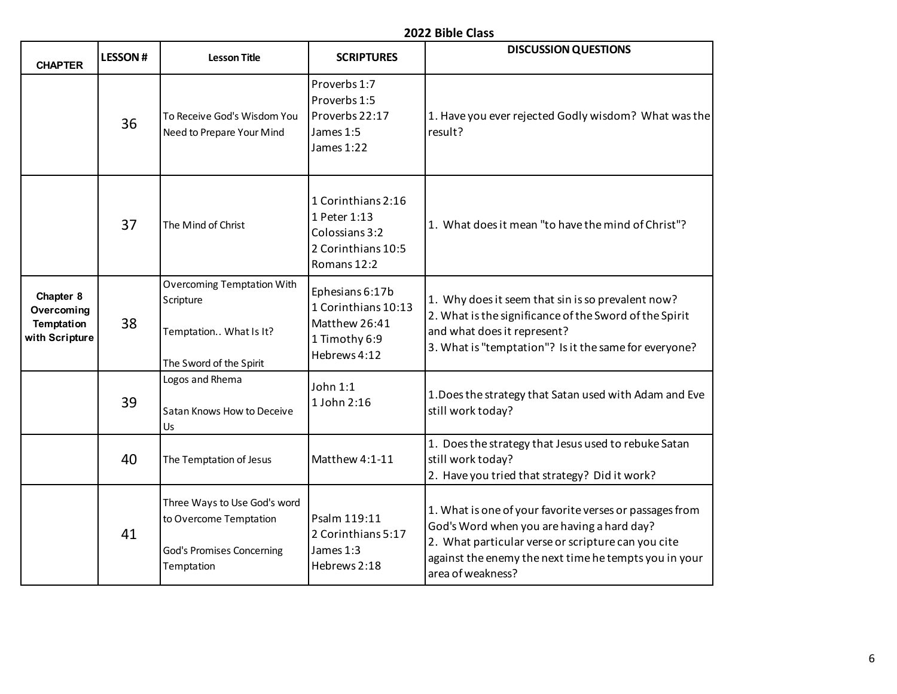## 2022 Bible Class

| CHAPTER | LESSON # | Lesson Title | SCRIPTURES | DISCUSSION QUESTIONS |
|---|---|---|---|---|
| | 36 | To Receive God's Wisdom You Need to Prepare Your Mind | Proverbs 1:7<br>Proverbs 1:5<br>Proverbs 22:17<br>James 1:5<br>James 1:22 | 1. Have you ever rejected Godly wisdom? What was the result? |
| | 37 | The Mind of Christ | 1 Corinthians 2:16<br>1 Peter 1:13<br>Colossians 3:2<br>2 Corinthians 10:5<br>Romans 12:2 | 1. What does it mean "to have the mind of Christ"? |
| **Chapter 8 Overcoming Temptation with Scripture** | 38 | Overcoming Temptation With Scripture<br><br>Temptation.. What Is It?<br><br>The Sword of the Spirit | Ephesians 6:17b<br>1 Corinthians 10:13<br>Matthew 26:41<br>1 Timothy 6:9<br>Hebrews 4:12 | 1. Why does it seem that sin is so prevalent now?<br>2. What is the significance of the Sword of the Spirit and what does it represent?<br>3. What is "temptation"? Is it the same for everyone? |
| | 39 | Logos and Rhema<br><br>Satan Knows How to Deceive Us | John 1:1<br>1 John 2:16 | 1.Does the strategy that Satan used with Adam and Eve still work today? |
| | 40 | The Temptation of Jesus | Matthew 4:1-11 | 1. Does the strategy that Jesus used to rebuke Satan still work today?<br>2. Have you tried that strategy? Did it work? |
| | 41 | Three Ways to Use God's word to Overcome Temptation<br><br>God's Promises Concerning Temptation | Psalm 119:11<br>2 Corinthians 5:17<br>James 1:3<br>Hebrews 2:18 | 1. What is one of your favorite verses or passages from God's Word when you are having a hard day?<br>2. What particular verse or scripture can you cite against the enemy the next time he tempts you in your area of weakness? |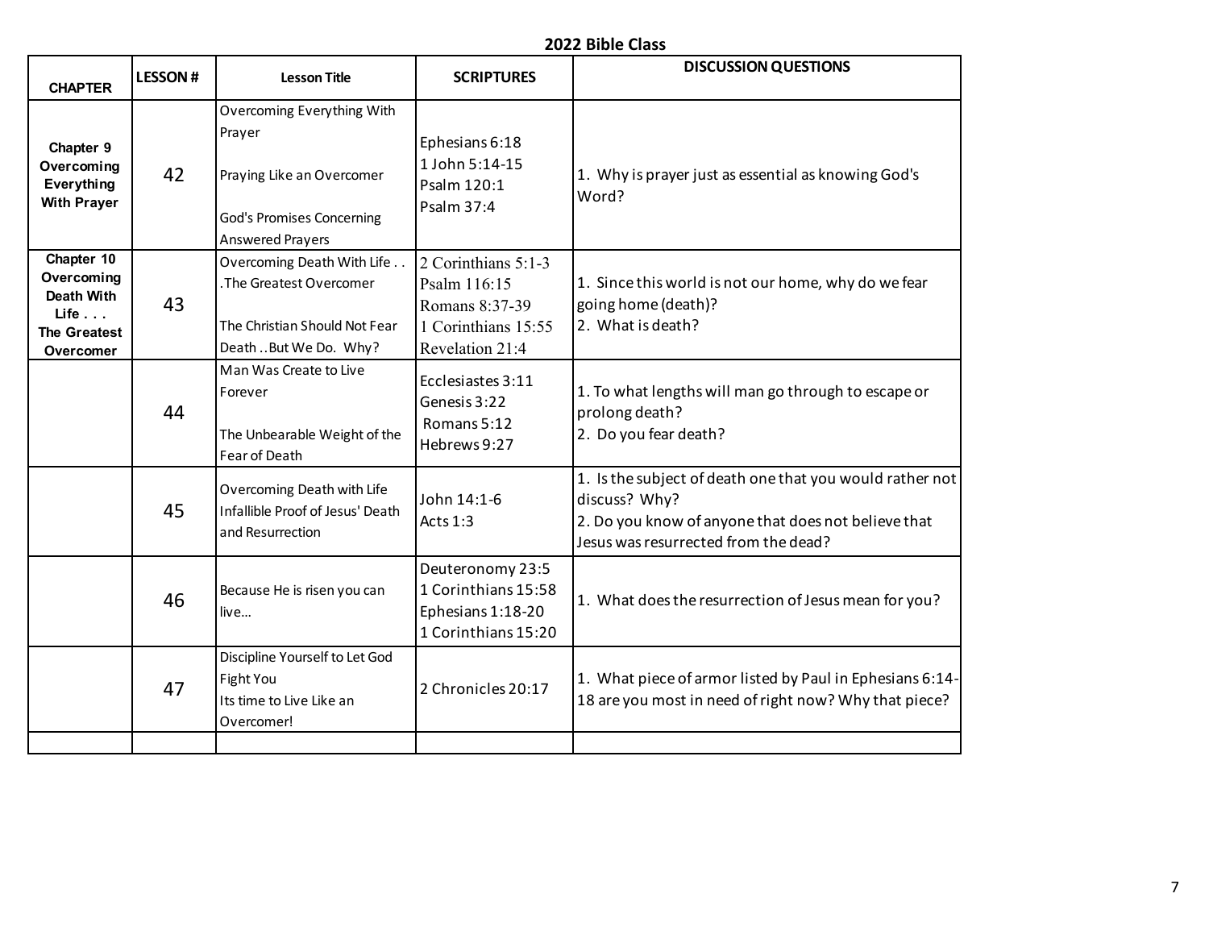## 2022 Bible Class

| CHAPTER | LESSON # | Lesson Title | SCRIPTURES | DISCUSSION QUESTIONS |
|---|---|---|---|---|
| **Chapter 9 Overcoming Everything With Prayer** | 42 | Overcoming Everything With Prayer<br><br>Praying Like an Overcomer<br><br>God's Promises Concerning Answered Prayers | Ephesians 6:18<br>1 John 5:14-15<br>Psalm 120:1<br>Psalm 37:4 | 1. Why is prayer just as essential as knowing God's Word? |
| **Chapter 10 Overcoming Death With Life . . . The Greatest Overcomer** | 43 | Overcoming Death With Life . . .The Greatest Overcomer<br><br>The Christian Should Not Fear Death ..But We Do. Why? | 2 Corinthians 5:1-3<br>Psalm 116:15<br>Romans 8:37-39<br>1 Corinthians 15:55<br>Revelation 21:4 | 1. Since this world is not our home, why do we fear going home (death)?<br>2. What is death? |
| | 44 | Man Was Create to Live Forever<br><br>The Unbearable Weight of the Fear of Death | Ecclesiastes 3:11<br>Genesis 3:22<br>Romans 5:12<br>Hebrews 9:27 | 1. To what lengths will man go through to escape or prolong death?<br>2. Do you fear death? |
| | 45 | Overcoming Death with Life Infallible Proof of Jesus' Death and Resurrection | John 14:1-6<br>Acts 1:3 | 1. Is the subject of death one that you would rather not discuss? Why?<br>2. Do you know of anyone that does not believe that Jesus was resurrected from the dead? |
| | 46 | Because He is risen you can live… | Deuteronomy 23:5<br>1 Corinthians 15:58<br>Ephesians 1:18-20<br>1 Corinthians 15:20 | 1. What does the resurrection of Jesus mean for you? |
| | 47 | Discipline Yourself to Let God Fight You<br>Its time to Live Like an Overcomer! | 2 Chronicles 20:17 | 1. What piece of armor listed by Paul in Ephesians 6:14-18 are you most in need of right now? Why that piece? |
| | | | | |